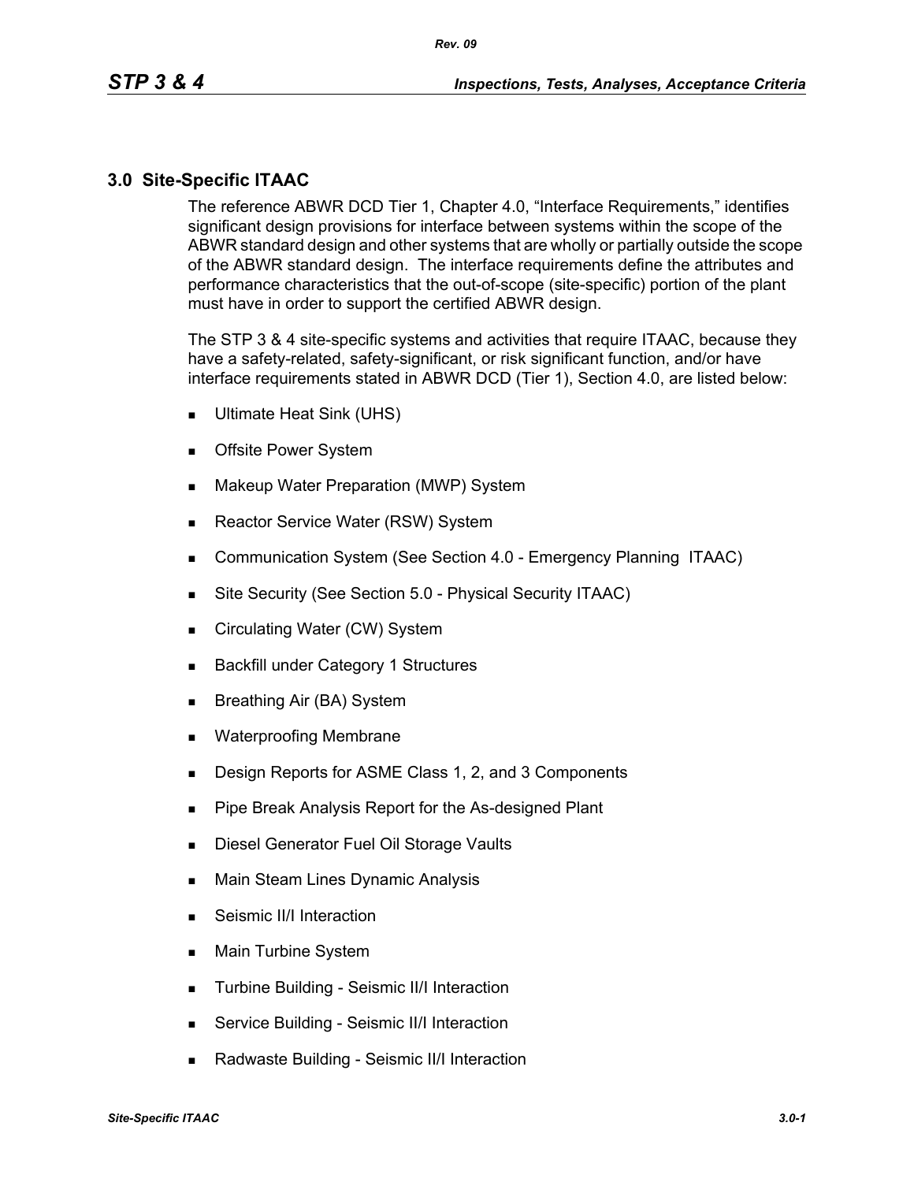# 3.0 Site-Specific ITAAC

The reference ABWR DCD Tier 1, Chapter 4.0, "Interface Requirements," identifies significant design provisions for interface between systems within the scope of the ABWR standard design and other systems that are wholly or partially outside the scope of the ABWR standard design. The interface requirements define the attributes and performance characteristics that the out-of-scope (site-specific) portion of the plant must have in order to support the certified ABWR design.

The STP 3 & 4 site-specific systems and activities that require ITAAC, because they have a safety-related, safety-significant, or risk significant function, and/or have interface requirements stated in ABWR DCD (Tier 1), Section 4.0, are listed below:

- Ultimate Heat Sink (UHS)
- Offsite Power System
- Makeup Water Preparation (MWP) System
- Reactor Service Water (RSW) System
- Communication System (See Section 4.0 - Emergency Planning ITAAC)
- Site Security (See Section 5.0 - Physical Security ITAAC)
- Circulating Water (CW) System
- Backfill under Category 1 Structures
- Breathing Air (BA) System
- Waterproofing Membrane
- Design Reports for ASME Class 1, 2, and 3 Components
- Pipe Break Analysis Report for the As-designed Plant
- Diesel Generator Fuel Oil Storage Vaults
- Main Steam Lines Dynamic Analysis
- Seismic II/I Interaction
- Main Turbine System
- Turbine Building - Seismic II/I Interaction
- Service Building - Seismic II/I Interaction
- Radwaste Building - Seismic II/I Interaction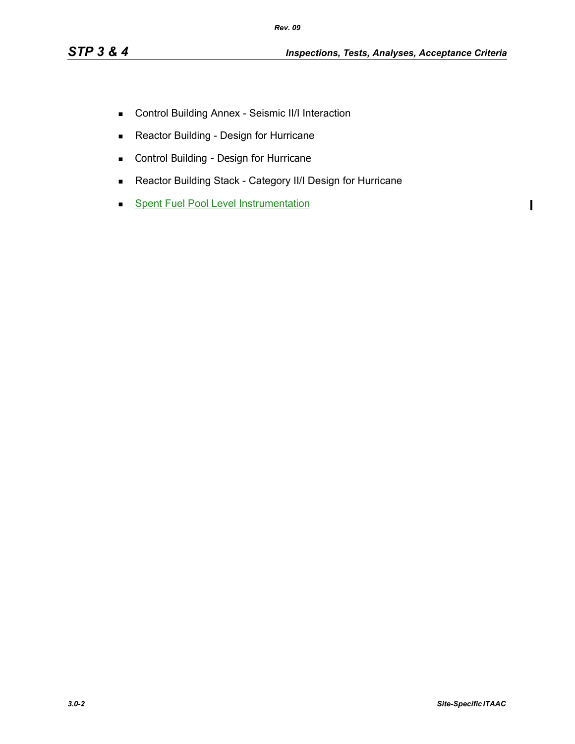- Control Building Annex - Seismic II/I Interaction
- Reactor Building - Design for Hurricane
- Control Building - Design for Hurricane
- Reactor Building Stack - Category II/I Design for Hurricane
- Spent Fuel Pool Level Instrumentation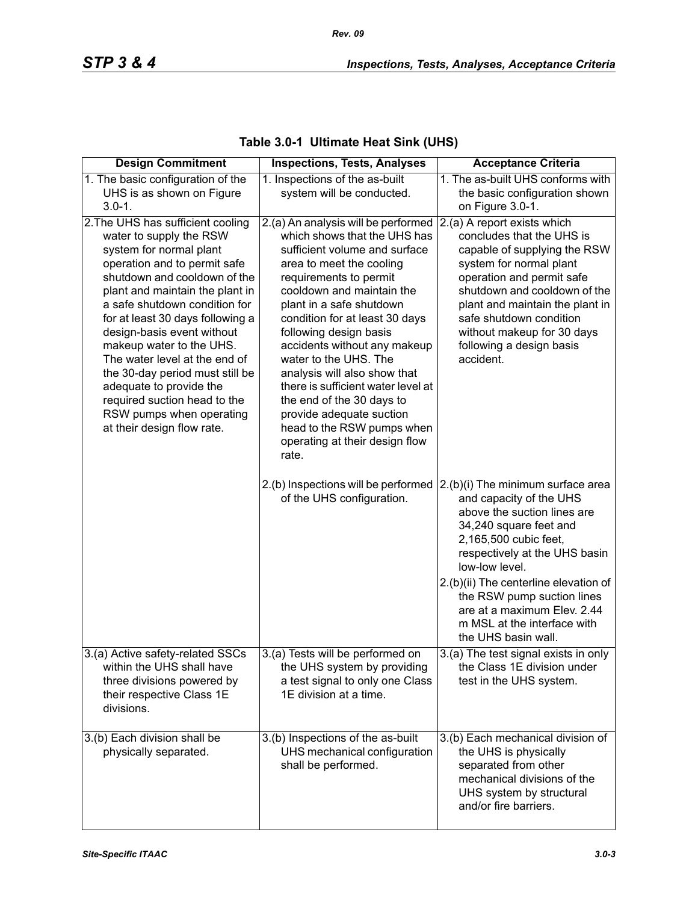## Table 3.0-1 Ultimate Heat Sink (UHS)

| Design Commitment | Inspections, Tests, Analyses | Acceptance Criteria |
|---|---|---|
| 1. The basic configuration of the UHS is as shown on Figure 3.0-1. | 1. Inspections of the as-built system will be conducted. | 1. The as-built UHS conforms with the basic configuration shown on Figure 3.0-1. |
| 2. The UHS has sufficient cooling water to supply the RSW system for normal plant operation and to permit safe shutdown and cooldown of the plant and maintain the plant in a safe shutdown condition for for at least 30 days following a design-basis event without makeup water to the UHS. The water level at the end of the 30-day period must still be adequate to provide the required suction head to the RSW pumps when operating at their design flow rate. | 2.(a) An analysis will be performed which shows that the UHS has sufficient volume and surface area to meet the cooling requirements to permit cooldown and maintain the plant in a safe shutdown condition for at least 30 days following design basis accidents without any makeup water to the UHS. The analysis will also show that there is sufficient water level at the end of the 30 days to provide adequate suction head to the RSW pumps when operating at their design flow rate. | 2.(a) A report exists which concludes that the UHS is capable of supplying the RSW system for normal plant operation and permit safe shutdown and cooldown of the plant and maintain the plant in safe shutdown condition without makeup for 30 days following a design basis accident. |
| | 2.(b) Inspections will be performed of the UHS configuration. | 2.(b)(i) The minimum surface area and capacity of the UHS above the suction lines are 34,240 square feet and 2,165,500 cubic feet, respectively at the UHS basin low-low level.<br>2.(b)(ii) The centerline elevation of the RSW pump suction lines are at a maximum Elev. 2.44 m MSL at the interface with the UHS basin wall. |
| 3.(a) Active safety-related SSCs within the UHS shall have three divisions powered by their respective Class 1E divisions. | 3.(a) Tests will be performed on the UHS system by providing a test signal to only one Class 1E division at a time. | 3.(a) The test signal exists in only the Class 1E division under test in the UHS system. |
| 3.(b) Each division shall be physically separated. | 3.(b) Inspections of the as-built UHS mechanical configuration shall be performed. | 3.(b) Each mechanical division of the UHS is physically separated from other mechanical divisions of the UHS system by structural and/or fire barriers. |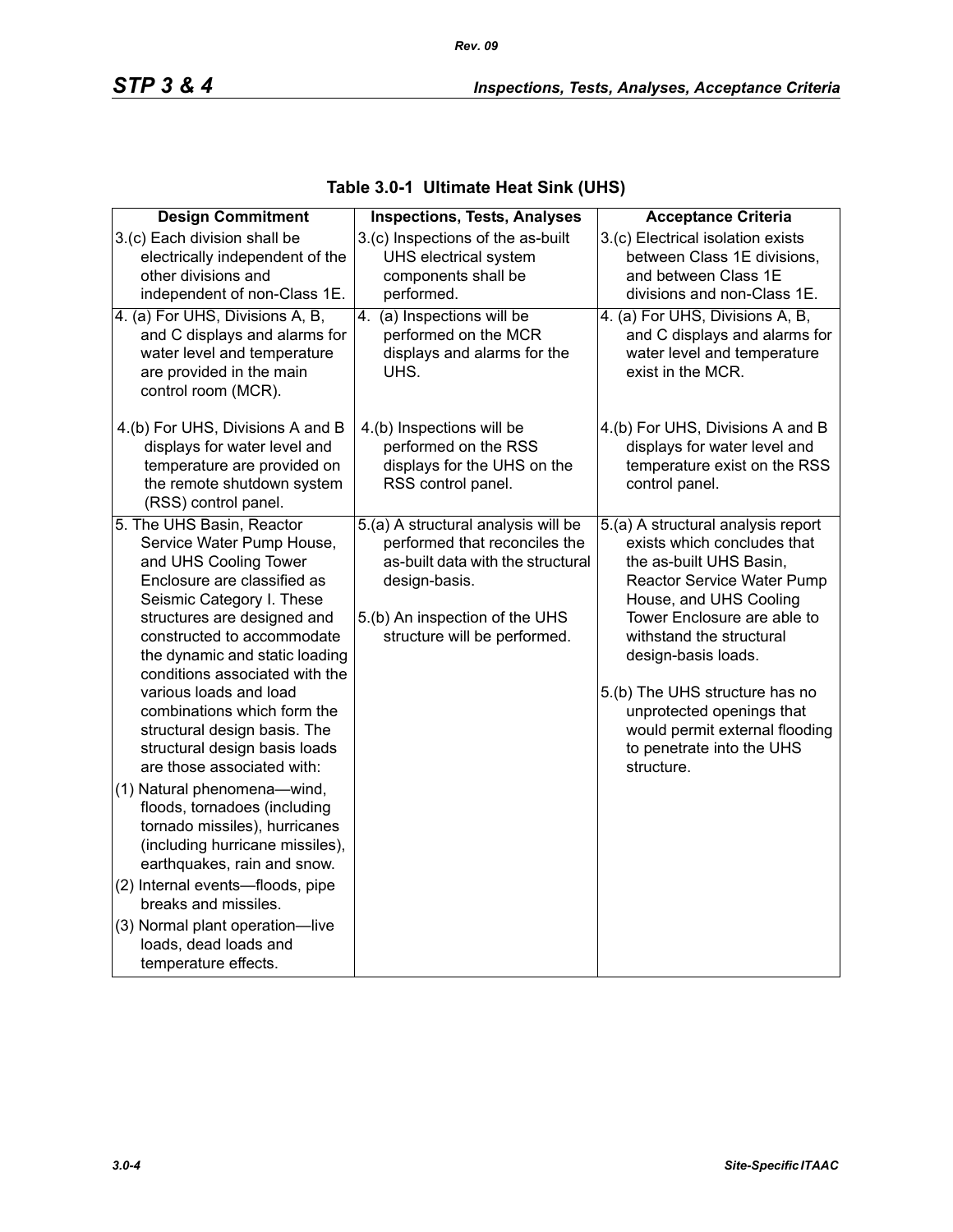**Table 3.0-1 Ultimate Heat Sink (UHS)**

| Design Commitment | Inspections, Tests, Analyses | Acceptance Criteria |
|---|---|---|
| 3.(c) Each division shall be electrically independent of the other divisions and independent of non-Class 1E. | 3.(c) Inspections of the as-built UHS electrical system components shall be performed. | 3.(c) Electrical isolation exists between Class 1E divisions, and between Class 1E divisions and non-Class 1E. |
| 4. (a) For UHS, Divisions A, B, and C displays and alarms for water level and temperature are provided in the main control room (MCR).<br><br>4.(b) For UHS, Divisions A and B displays for water level and temperature are provided on the remote shutdown system (RSS) control panel. | 4. (a) Inspections will be performed on the MCR displays and alarms for the UHS.<br><br>4.(b) Inspections will be performed on the RSS displays for the UHS on the RSS control panel. | 4. (a) For UHS, Divisions A, B, and C displays and alarms for water level and temperature exist in the MCR.<br><br>4.(b) For UHS, Divisions A and B displays for water level and temperature exist on the RSS control panel. |
| 5. The UHS Basin, Reactor Service Water Pump House, and UHS Cooling Tower Enclosure are classified as Seismic Category I. These structures are designed and constructed to accommodate the dynamic and static loading conditions associated with the various loads and load combinations which form the structural design basis. The structural design basis loads are those associated with:<br>(1) Natural phenomena—wind, floods, tornadoes (including tornado missiles), hurricanes (including hurricane missiles), earthquakes, rain and snow.<br>(2) Internal events—floods, pipe breaks and missiles.<br>(3) Normal plant operation—live loads, dead loads and temperature effects. | 5.(a) A structural analysis will be performed that reconciles the as-built data with the structural design-basis.<br><br>5.(b) An inspection of the UHS structure will be performed. | 5.(a) A structural analysis report exists which concludes that the as-built UHS Basin, Reactor Service Water Pump House, and UHS Cooling Tower Enclosure are able to withstand the structural design-basis loads.<br><br>5.(b) The UHS structure has no unprotected openings that would permit external flooding to penetrate into the UHS structure. |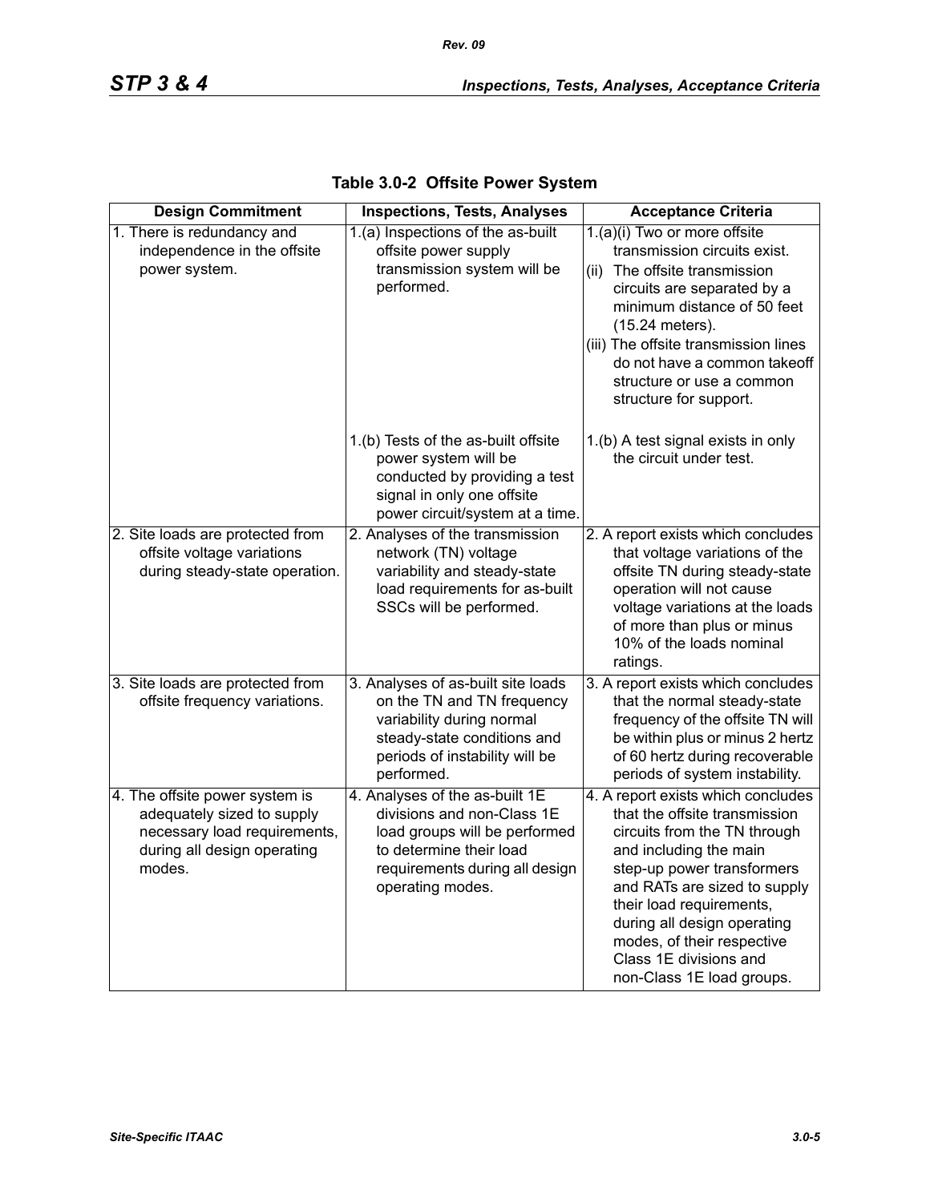## Table 3.0-2 Offsite Power System

| Design Commitment | Inspections, Tests, Analyses | Acceptance Criteria |
|---|---|---|
| 1. There is redundancy and independence in the offsite power system. | 1.(a) Inspections of the as-built offsite power supply transmission system will be performed. | 1.(a)(i) Two or more offsite transmission circuits exist.<br>(ii) The offsite transmission circuits are separated by a minimum distance of 50 feet (15.24 meters).<br>(iii) The offsite transmission lines do not have a common takeoff structure or use a common structure for support. |
| | 1.(b) Tests of the as-built offsite power system will be conducted by providing a test signal in only one offsite power circuit/system at a time. | 1.(b) A test signal exists in only the circuit under test. |
| 2. Site loads are protected from offsite voltage variations during steady-state operation. | 2. Analyses of the transmission network (TN) voltage variability and steady-state load requirements for as-built SSCs will be performed. | 2. A report exists which concludes that voltage variations of the offsite TN during steady-state operation will not cause voltage variations at the loads of more than plus or minus 10% of the loads nominal ratings. |
| 3. Site loads are protected from offsite frequency variations. | 3. Analyses of as-built site loads on the TN and TN frequency variability during normal steady-state conditions and periods of instability will be performed. | 3. A report exists which concludes that the normal steady-state frequency of the offsite TN will be within plus or minus 2 hertz of 60 hertz during recoverable periods of system instability. |
| 4. The offsite power system is adequately sized to supply necessary load requirements, during all design operating modes. | 4. Analyses of the as-built 1E divisions and non-Class 1E load groups will be performed to determine their load requirements during all design operating modes. | 4. A report exists which concludes that the offsite transmission circuits from the TN through and including the main step-up power transformers and RATs are sized to supply their load requirements, during all design operating modes, of their respective Class 1E divisions and non-Class 1E load groups. |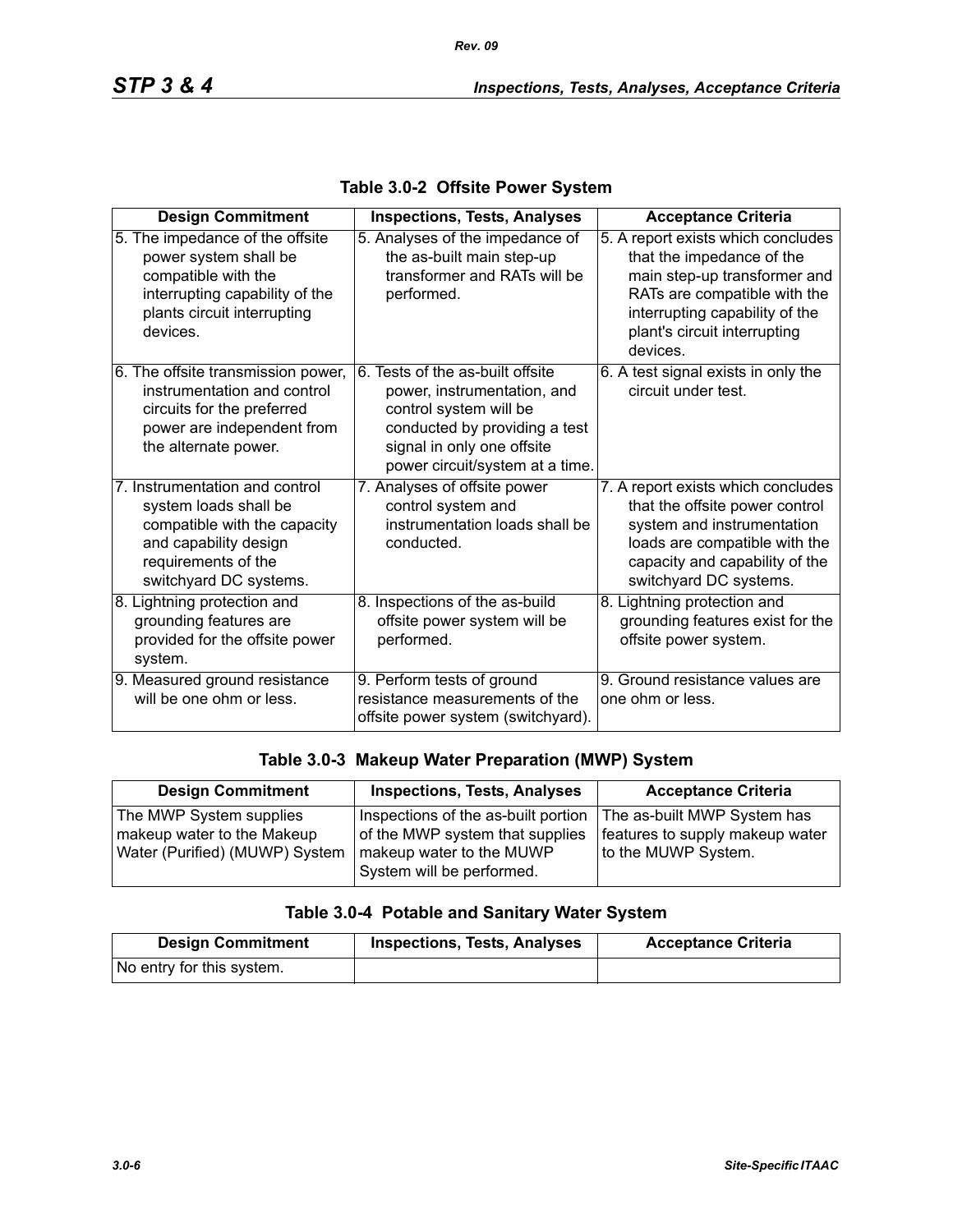### Table 3.0-2 Offsite Power System

| Design Commitment | Inspections, Tests, Analyses | Acceptance Criteria |
|---|---|---|
| 5. The impedance of the offsite power system shall be compatible with the interrupting capability of the plants circuit interrupting devices. | 5. Analyses of the impedance of the as-built main step-up transformer and RATs will be performed. | 5. A report exists which concludes that the impedance of the main step-up transformer and RATs are compatible with the interrupting capability of the plant's circuit interrupting devices. |
| 6. The offsite transmission power, instrumentation and control circuits for the preferred power are independent from the alternate power. | 6. Tests of the as-built offsite power, instrumentation, and control system will be conducted by providing a test signal in only one offsite power circuit/system at a time. | 6. A test signal exists in only the circuit under test. |
| 7. Instrumentation and control system loads shall be compatible with the capacity and capability design requirements of the switchyard DC systems. | 7. Analyses of offsite power control system and instrumentation loads shall be conducted. | 7. A report exists which concludes that the offsite power control system and instrumentation loads are compatible with the capacity and capability of the switchyard DC systems. |
| 8. Lightning protection and grounding features are provided for the offsite power system. | 8. Inspections of the as-build offsite power system will be performed. | 8. Lightning protection and grounding features exist for the offsite power system. |
| 9. Measured ground resistance will be one ohm or less. | 9. Perform tests of ground resistance measurements of the offsite power system (switchyard). | 9. Ground resistance values are one ohm or less. |

### Table 3.0-3 Makeup Water Preparation (MWP) System

| Design Commitment | Inspections, Tests, Analyses | Acceptance Criteria |
|---|---|---|
| The MWP System supplies makeup water to the Makeup Water (Purified) (MUWP) System | Inspections of the as-built portion of the MWP system that supplies makeup water to the MUWP System will be performed. | The as-built MWP System has features to supply makeup water to the MUWP System. |

### Table 3.0-4 Potable and Sanitary Water System

| Design Commitment | Inspections, Tests, Analyses | Acceptance Criteria |
|---|---|---|
| No entry for this system. | | |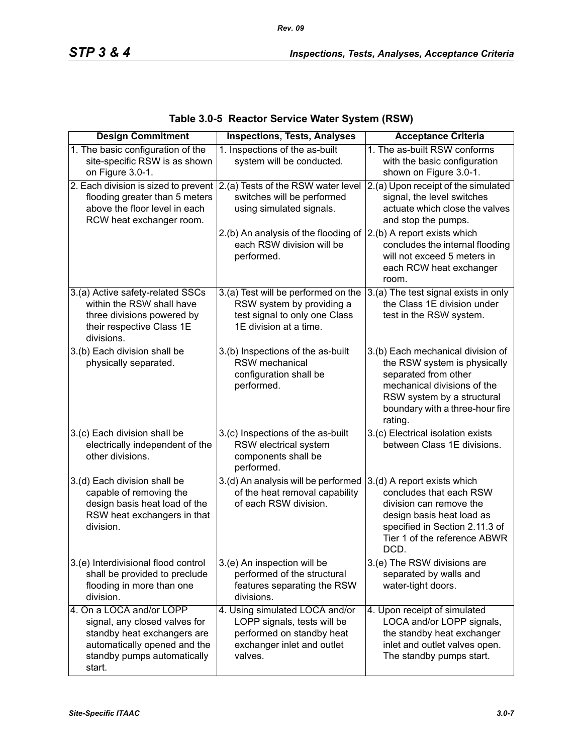**Table 3.0-5 Reactor Service Water System (RSW)**

| Design Commitment | Inspections, Tests, Analyses | Acceptance Criteria |
|---|---|---|
| 1. The basic configuration of the site-specific RSW is as shown on Figure 3.0-1. | 1. Inspections of the as-built system will be conducted. | 1. The as-built RSW conforms with the basic configuration shown on Figure 3.0-1. |
| 2. Each division is sized to prevent flooding greater than 5 meters above the floor level in each RCW heat exchanger room. | 2.(a) Tests of the RSW water level switches will be performed using simulated signals. | 2.(a) Upon receipt of the simulated signal, the level switches actuate which close the valves and stop the pumps. |
| | 2.(b) An analysis of the flooding of each RSW division will be performed. | 2.(b) A report exists which concludes the internal flooding will not exceed 5 meters in each RCW heat exchanger room. |
| 3.(a) Active safety-related SSCs within the RSW shall have three divisions powered by their respective Class 1E divisions. | 3.(a) Test will be performed on the RSW system by providing a test signal to only one Class 1E division at a time. | 3.(a) The test signal exists in only the Class 1E division under test in the RSW system. |
| 3.(b) Each division shall be physically separated. | 3.(b) Inspections of the as-built RSW mechanical configuration shall be performed. | 3.(b) Each mechanical division of the RSW system is physically separated from other mechanical divisions of the RSW system by a structural boundary with a three-hour fire rating. |
| 3.(c) Each division shall be electrically independent of the other divisions. | 3.(c) Inspections of the as-built RSW electrical system components shall be performed. | 3.(c) Electrical isolation exists between Class 1E divisions. |
| 3.(d) Each division shall be capable of removing the design basis heat load of the RSW heat exchangers in that division. | 3.(d) An analysis will be performed of the heat removal capability of each RSW division. | 3.(d) A report exists which concludes that each RSW division can remove the design basis heat load as specified in Section 2.11.3 of Tier 1 of the reference ABWR DCD. |
| 3.(e) Interdivisional flood control shall be provided to preclude flooding in more than one division. | 3.(e) An inspection will be performed of the structural features separating the RSW divisions. | 3.(e) The RSW divisions are separated by walls and water-tight doors. |
| 4. On a LOCA and/or LOPP signal, any closed valves for standby heat exchangers are automatically opened and the standby pumps automatically start. | 4. Using simulated LOCA and/or LOPP signals, tests will be performed on standby heat exchanger inlet and outlet valves. | 4. Upon receipt of simulated LOCA and/or LOPP signals, the standby heat exchanger inlet and outlet valves open. The standby pumps start. |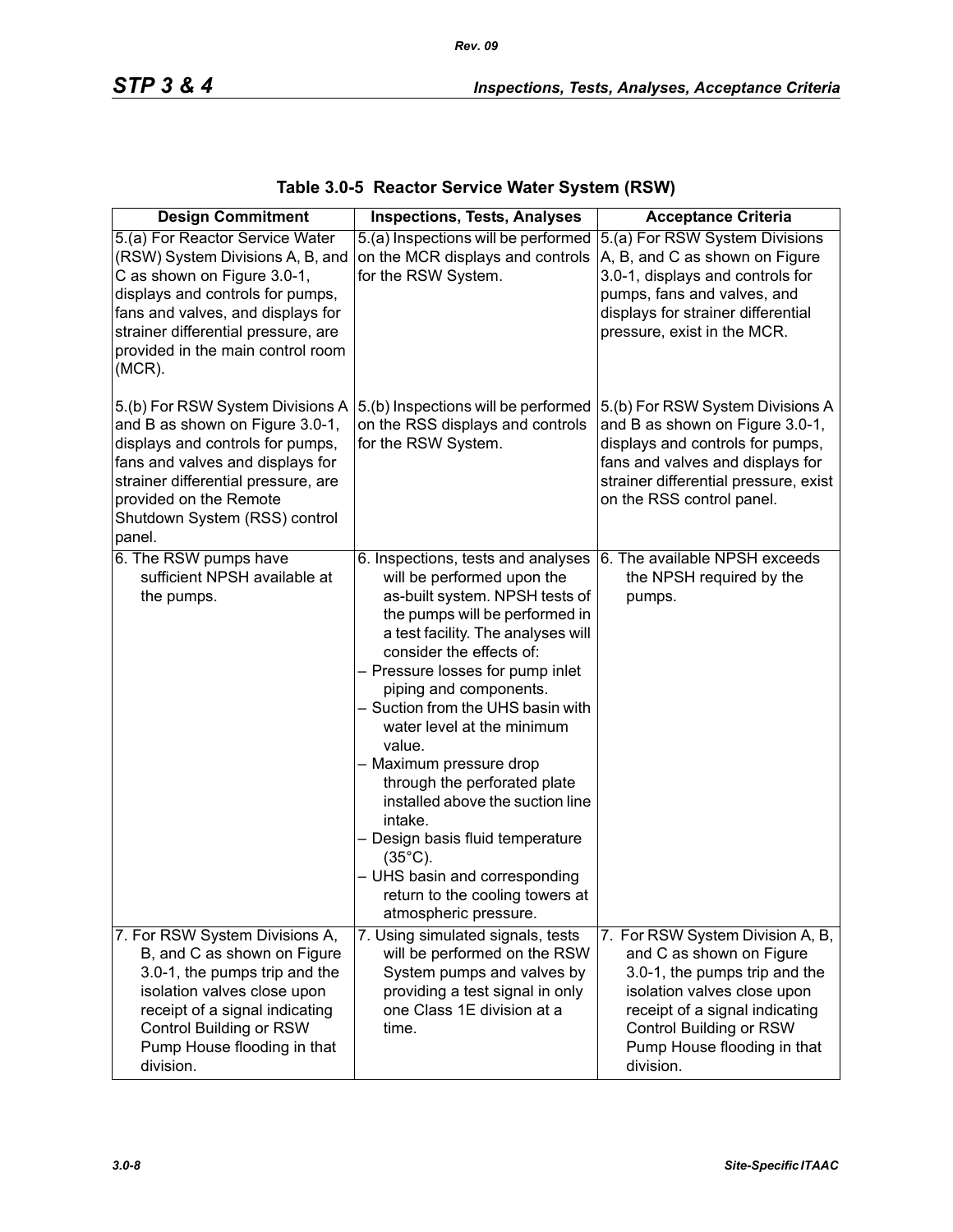**Table 3.0-5 Reactor Service Water System (RSW)**

| Design Commitment | Inspections, Tests, Analyses | Acceptance Criteria |
|---|---|---|
| 5.(a) For Reactor Service Water (RSW) System Divisions A, B, and C as shown on Figure 3.0-1, displays and controls for pumps, fans and valves, and displays for strainer differential pressure, are provided in the main control room (MCR).<br><br>5.(b) For RSW System Divisions A and B as shown on Figure 3.0-1, displays and controls for pumps, fans and valves and displays for strainer differential pressure, are provided on the Remote Shutdown System (RSS) control panel. | 5.(a) Inspections will be performed on the MCR displays and controls for the RSW System.<br><br>5.(b) Inspections will be performed on the RSS displays and controls for the RSW System. | 5.(a) For RSW System Divisions A, B, and C as shown on Figure 3.0-1, displays and controls for pumps, fans and valves, and displays for strainer differential pressure, exist in the MCR.<br><br>5.(b) For RSW System Divisions A and B as shown on Figure 3.0-1, displays and controls for pumps, fans and valves and displays for strainer differential pressure, exist on the RSS control panel. |
| 6. The RSW pumps have sufficient NPSH available at the pumps. | 6. Inspections, tests and analyses will be performed upon the as-built system. NPSH tests of the pumps will be performed in a test facility. The analyses will consider the effects of:<br>– Pressure losses for pump inlet piping and components.<br>– Suction from the UHS basin with water level at the minimum value.<br>– Maximum pressure drop through the perforated plate installed above the suction line intake.<br>– Design basis fluid temperature (35°C).<br>– UHS basin and corresponding return to the cooling towers at atmospheric pressure. | 6. The available NPSH exceeds the NPSH required by the pumps. |
| 7. For RSW System Divisions A, B, and C as shown on Figure 3.0-1, the pumps trip and the isolation valves close upon receipt of a signal indicating Control Building or RSW Pump House flooding in that division. | 7. Using simulated signals, tests will be performed on the RSW System pumps and valves by providing a test signal in only one Class 1E division at a time. | 7. For RSW System Division A, B, and C as shown on Figure 3.0-1, the pumps trip and the isolation valves close upon receipt of a signal indicating Control Building or RSW Pump House flooding in that division. |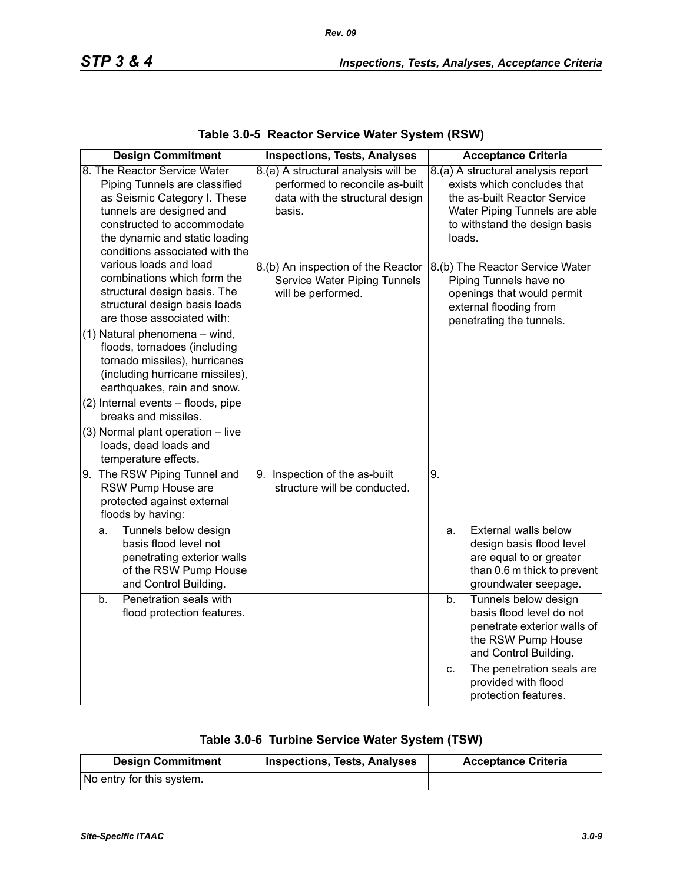## Table 3.0-5 Reactor Service Water System (RSW)

| Design Commitment | Inspections, Tests, Analyses | Acceptance Criteria |
|---|---|---|
| 8. The Reactor Service Water Piping Tunnels are classified as Seismic Category I. These tunnels are designed and constructed to accommodate the dynamic and static loading conditions associated with the various loads and load combinations which form the structural design basis. The structural design basis loads are those associated with:<br>(1) Natural phenomena – wind, floods, tornadoes (including tornado missiles), hurricanes (including hurricane missiles), earthquakes, rain and snow.<br>(2) Internal events – floods, pipe breaks and missiles.<br>(3) Normal plant operation – live loads, dead loads and temperature effects. | 8.(a) A structural analysis will be performed to reconcile as-built data with the structural design basis.<br><br>8.(b) An inspection of the Reactor Service Water Piping Tunnels will be performed. | 8.(a) A structural analysis report exists which concludes that the as-built Reactor Service Water Piping Tunnels are able to withstand the design basis loads.<br><br>8.(b) The Reactor Service Water Piping Tunnels have no openings that would permit external flooding from penetrating the tunnels. |
| 9. The RSW Piping Tunnel and RSW Pump House are protected against external floods by having:<br>a. Tunnels below design basis flood level not penetrating exterior walls of the RSW Pump House and Control Building. | 9. Inspection of the as-built structure will be conducted. | 9.<br>a. External walls below design basis flood level are equal to or greater than 0.6 m thick to prevent groundwater seepage. |
| b. Penetration seals with flood protection features. | | b. Tunnels below design basis flood level do not penetrate exterior walls of the RSW Pump House and Control Building.<br>c. The penetration seals are provided with flood protection features. |

## Table 3.0-6 Turbine Service Water System (TSW)

| Design Commitment | Inspections, Tests, Analyses | Acceptance Criteria |
|---|---|---|
| No entry for this system. | | |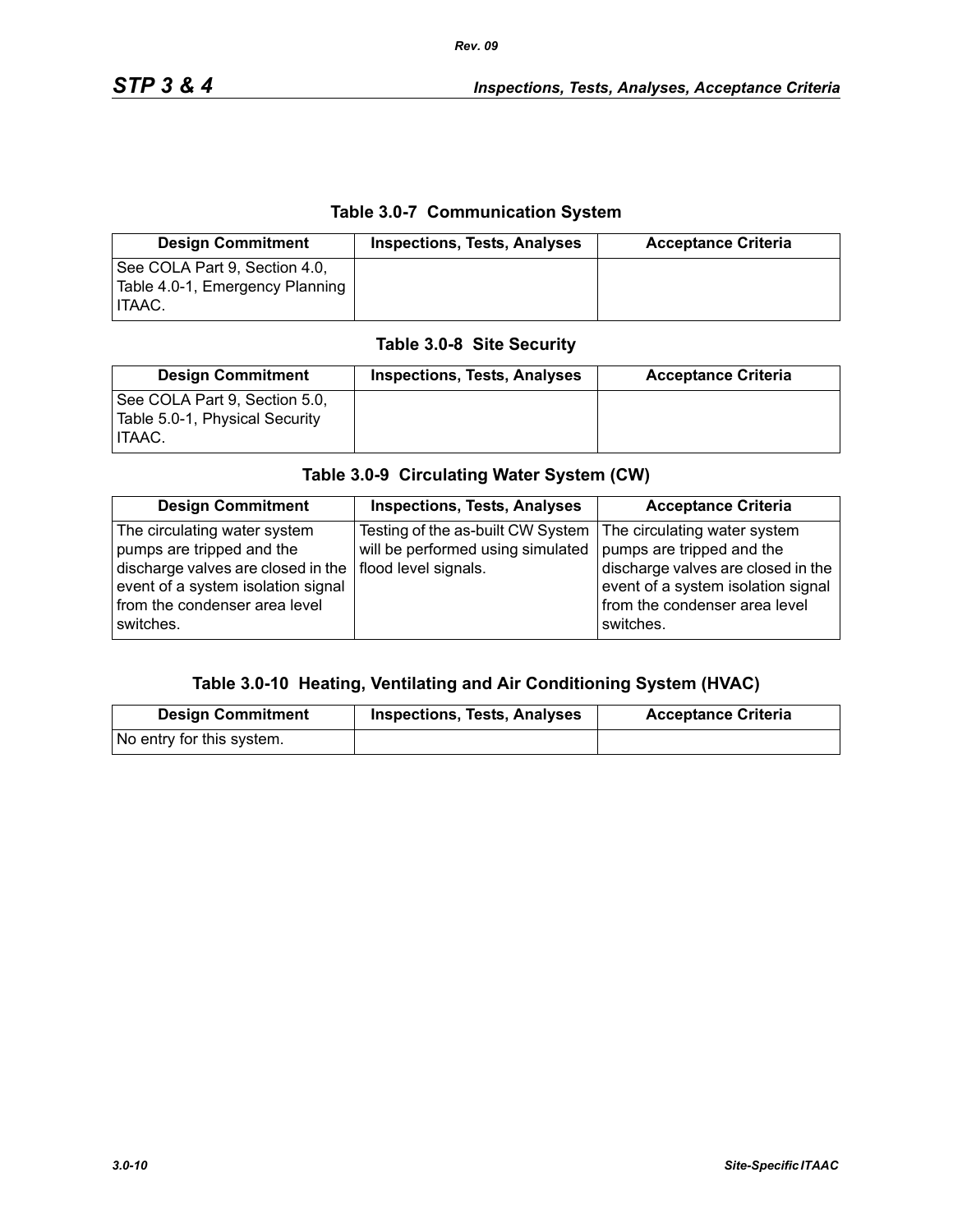### Table 3.0-7 Communication System

| Design Commitment | Inspections, Tests, Analyses | Acceptance Criteria |
|---|---|---|
| See COLA Part 9, Section 4.0, Table 4.0-1, Emergency Planning ITAAC. | | |

### Table 3.0-8 Site Security

| Design Commitment | Inspections, Tests, Analyses | Acceptance Criteria |
|---|---|---|
| See COLA Part 9, Section 5.0, Table 5.0-1, Physical Security ITAAC. | | |

### Table 3.0-9 Circulating Water System (CW)

| Design Commitment | Inspections, Tests, Analyses | Acceptance Criteria |
|---|---|---|
| The circulating water system pumps are tripped and the discharge valves are closed in the event of a system isolation signal from the condenser area level switches. | Testing of the as-built CW System will be performed using simulated flood level signals. | The circulating water system pumps are tripped and the discharge valves are closed in the event of a system isolation signal from the condenser area level switches. |

### Table 3.0-10 Heating, Ventilating and Air Conditioning System (HVAC)

| Design Commitment | Inspections, Tests, Analyses | Acceptance Criteria |
|---|---|---|
| No entry for this system. | | |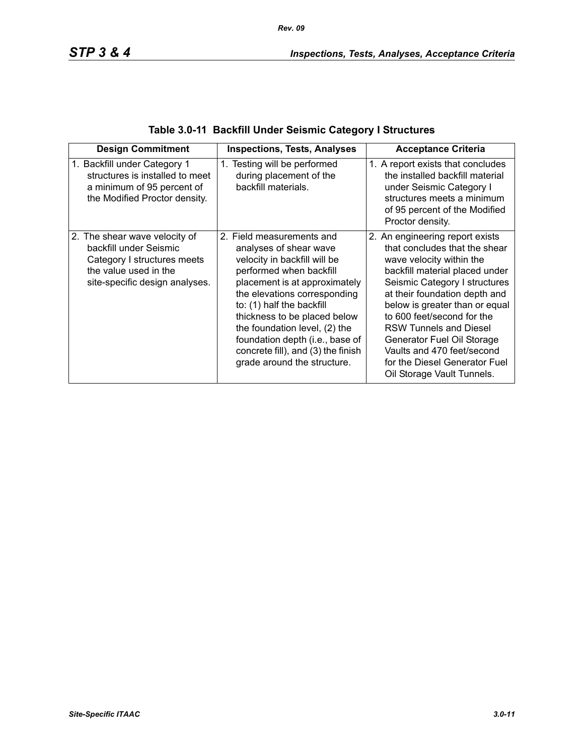**Table 3.0-11 Backfill Under Seismic Category I Structures**

| Design Commitment | Inspections, Tests, Analyses | Acceptance Criteria |
|---|---|---|
| 1. Backfill under Category 1 structures is installed to meet a minimum of 95 percent of the Modified Proctor density. | 1. Testing will be performed during placement of the backfill materials. | 1. A report exists that concludes the installed backfill material under Seismic Category I structures meets a minimum of 95 percent of the Modified Proctor density. |
| 2. The shear wave velocity of backfill under Seismic Category I structures meets the value used in the site-specific design analyses. | 2. Field measurements and analyses of shear wave velocity in backfill will be performed when backfill placement is at approximately the elevations corresponding to: (1) half the backfill thickness to be placed below the foundation level, (2) the foundation depth (i.e., base of concrete fill), and (3) the finish grade around the structure. | 2. An engineering report exists that concludes that the shear wave velocity within the backfill material placed under Seismic Category I structures at their foundation depth and below is greater than or equal to 600 feet/second for the RSW Tunnels and Diesel Generator Fuel Oil Storage Vaults and 470 feet/second for the Diesel Generator Fuel Oil Storage Vault Tunnels. |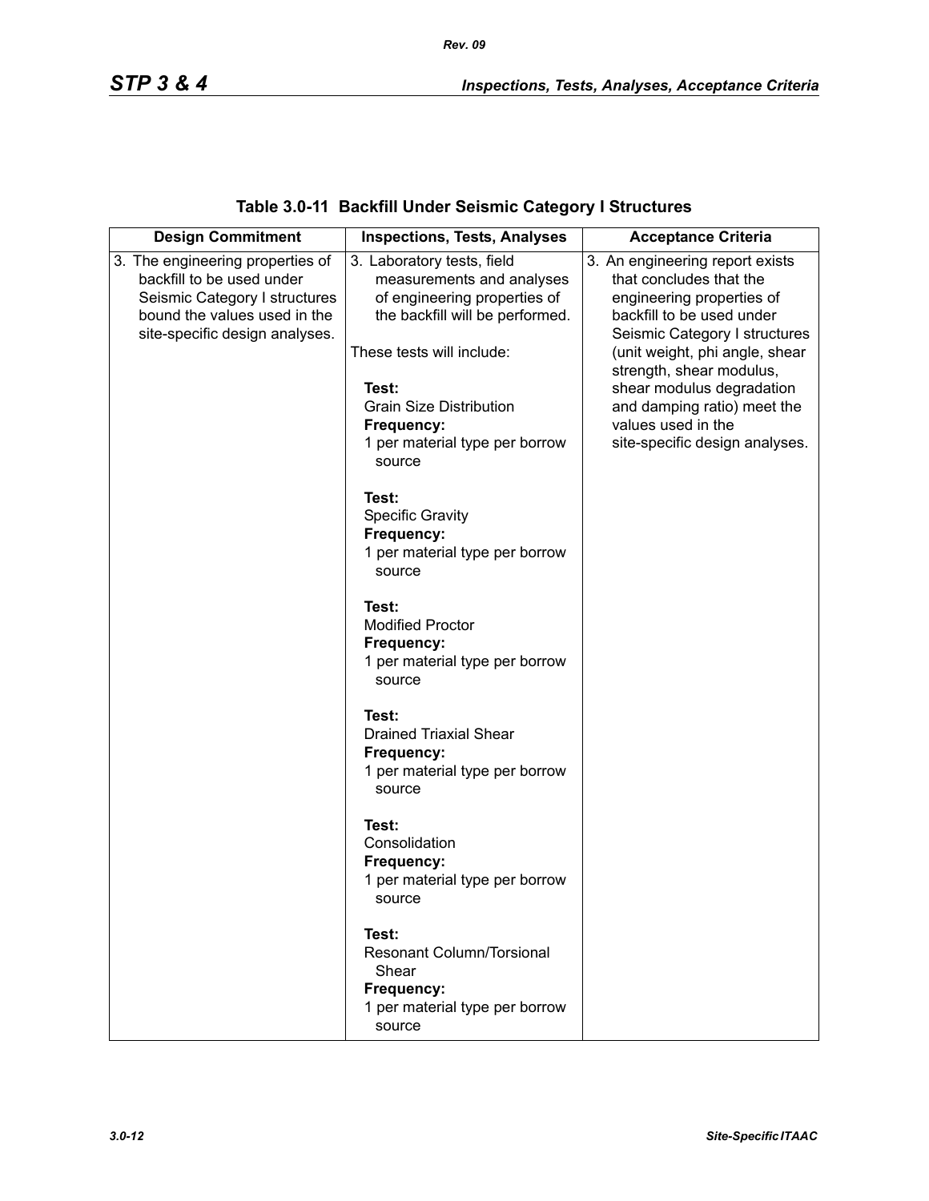**Table 3.0-11 Backfill Under Seismic Category I Structures**

| Design Commitment | Inspections, Tests, Analyses | Acceptance Criteria |
| --- | --- | --- |
| 3. The engineering properties of backfill to be used under Seismic Category I structures bound the values used in the site-specific design analyses. | 3. Laboratory tests, field measurements and analyses of engineering properties of the backfill will be performed.<br><br>These tests will include:<br><br>**Test:**<br>Grain Size Distribution<br>**Frequency:**<br>1 per material type per borrow source<br><br>**Test:**<br>Specific Gravity<br>**Frequency:**<br>1 per material type per borrow source<br><br>**Test:**<br>Modified Proctor<br>**Frequency:**<br>1 per material type per borrow source<br><br>**Test:**<br>Drained Triaxial Shear<br>**Frequency:**<br>1 per material type per borrow source<br><br>**Test:**<br>Consolidation<br>**Frequency:**<br>1 per material type per borrow source<br><br>**Test:**<br>Resonant Column/Torsional Shear<br>**Frequency:**<br>1 per material type per borrow source | 3. An engineering report exists that concludes that the engineering properties of backfill to be used under Seismic Category I structures (unit weight, phi angle, shear strength, shear modulus, shear modulus degradation and damping ratio) meet the values used in the site-specific design analyses. |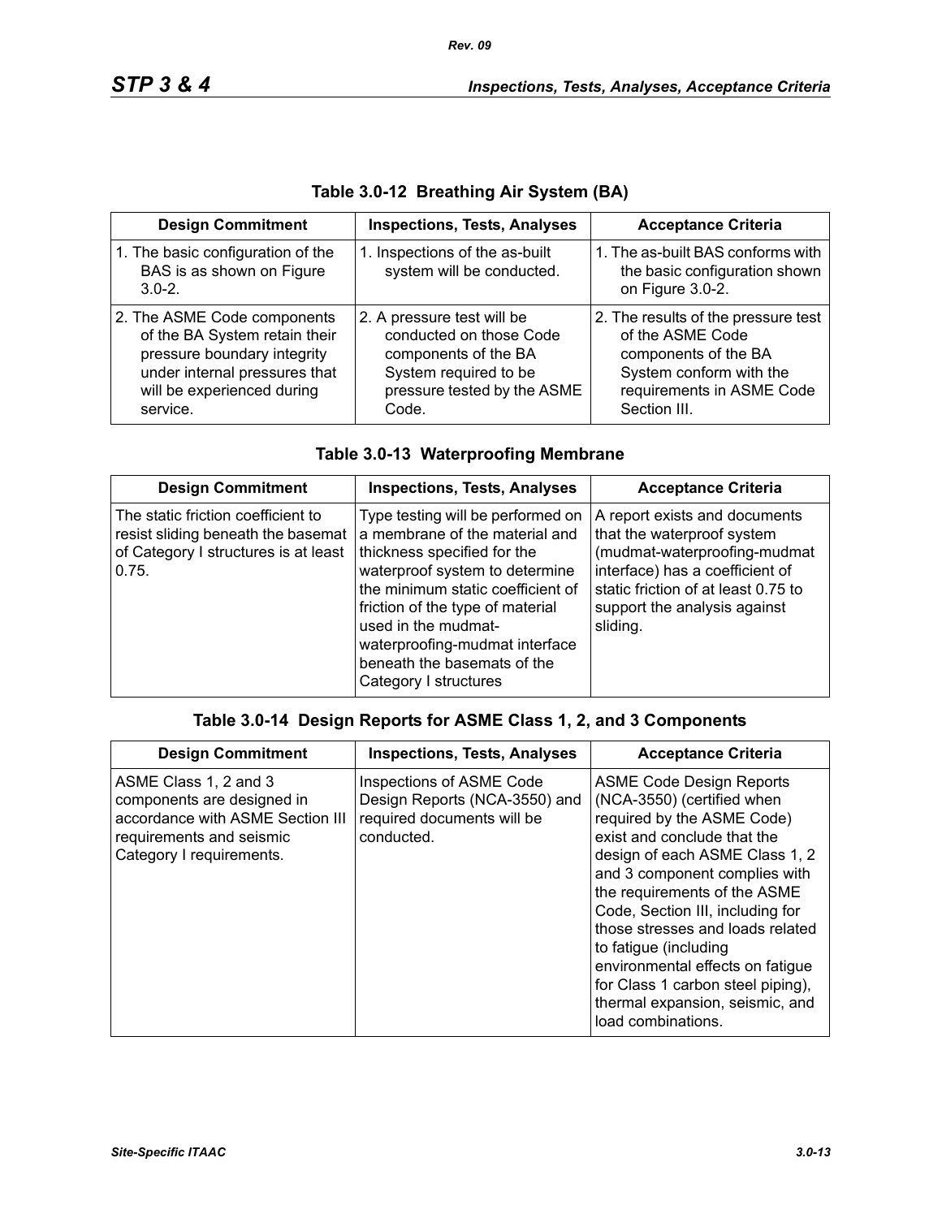### Table 3.0-12 Breathing Air System (BA)

| Design Commitment | Inspections, Tests, Analyses | Acceptance Criteria |
|---|---|---|
| 1. The basic configuration of the BAS is as shown on Figure 3.0-2. | 1. Inspections of the as-built system will be conducted. | 1. The as-built BAS conforms with the basic configuration shown on Figure 3.0-2. |
| 2. The ASME Code components of the BA System retain their pressure boundary integrity under internal pressures that will be experienced during service. | 2. A pressure test will be conducted on those Code components of the BA System required to be pressure tested by the ASME Code. | 2. The results of the pressure test of the ASME Code components of the BA System conform with the requirements in ASME Code Section III. |

### Table 3.0-13 Waterproofing Membrane

| Design Commitment | Inspections, Tests, Analyses | Acceptance Criteria |
|---|---|---|
| The static friction coefficient to resist sliding beneath the basemat of Category I structures is at least 0.75. | Type testing will be performed on a membrane of the material and thickness specified for the waterproof system to determine the minimum static coefficient of friction of the type of material used in the mudmat-waterproofing-mudmat interface beneath the basemats of the Category I structures | A report exists and documents that the waterproof system (mudmat-waterproofing-mudmat interface) has a coefficient of static friction of at least 0.75 to support the analysis against sliding. |

### Table 3.0-14 Design Reports for ASME Class 1, 2, and 3 Components

| Design Commitment | Inspections, Tests, Analyses | Acceptance Criteria |
|---|---|---|
| ASME Class 1, 2 and 3 components are designed in accordance with ASME Section III requirements and seismic Category I requirements. | Inspections of ASME Code Design Reports (NCA-3550) and required documents will be conducted. | ASME Code Design Reports (NCA-3550) (certified when required by the ASME Code) exist and conclude that the design of each ASME Class 1, 2 and 3 component complies with the requirements of the ASME Code, Section III, including for those stresses and loads related to fatigue (including environmental effects on fatigue for Class 1 carbon steel piping), thermal expansion, seismic, and load combinations. |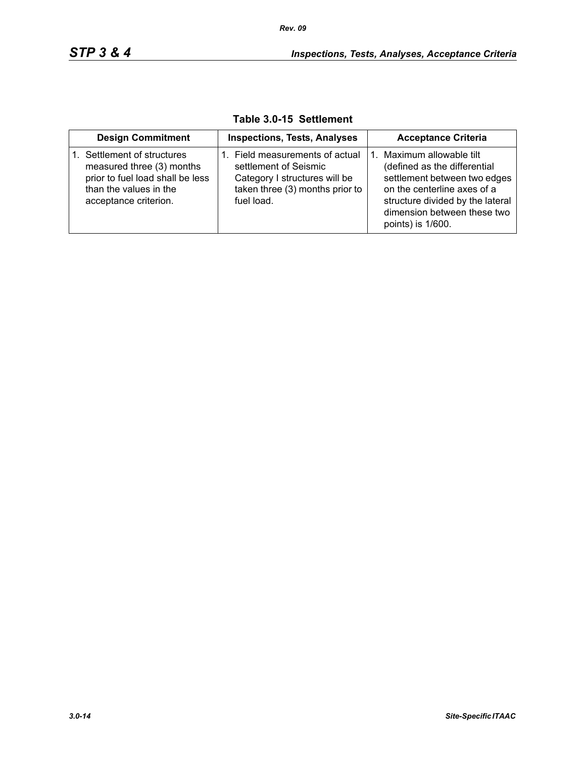**Table 3.0-15 Settlement**

| Design Commitment | Inspections, Tests, Analyses | Acceptance Criteria |
| --- | --- | --- |
| 1. Settlement of structures measured three (3) months prior to fuel load shall be less than the values in the acceptance criterion. | 1. Field measurements of actual settlement of Seismic Category I structures will be taken three (3) months prior to fuel load. | 1. Maximum allowable tilt (defined as the differential settlement between two edges on the centerline axes of a structure divided by the lateral dimension between these two points) is 1/600. |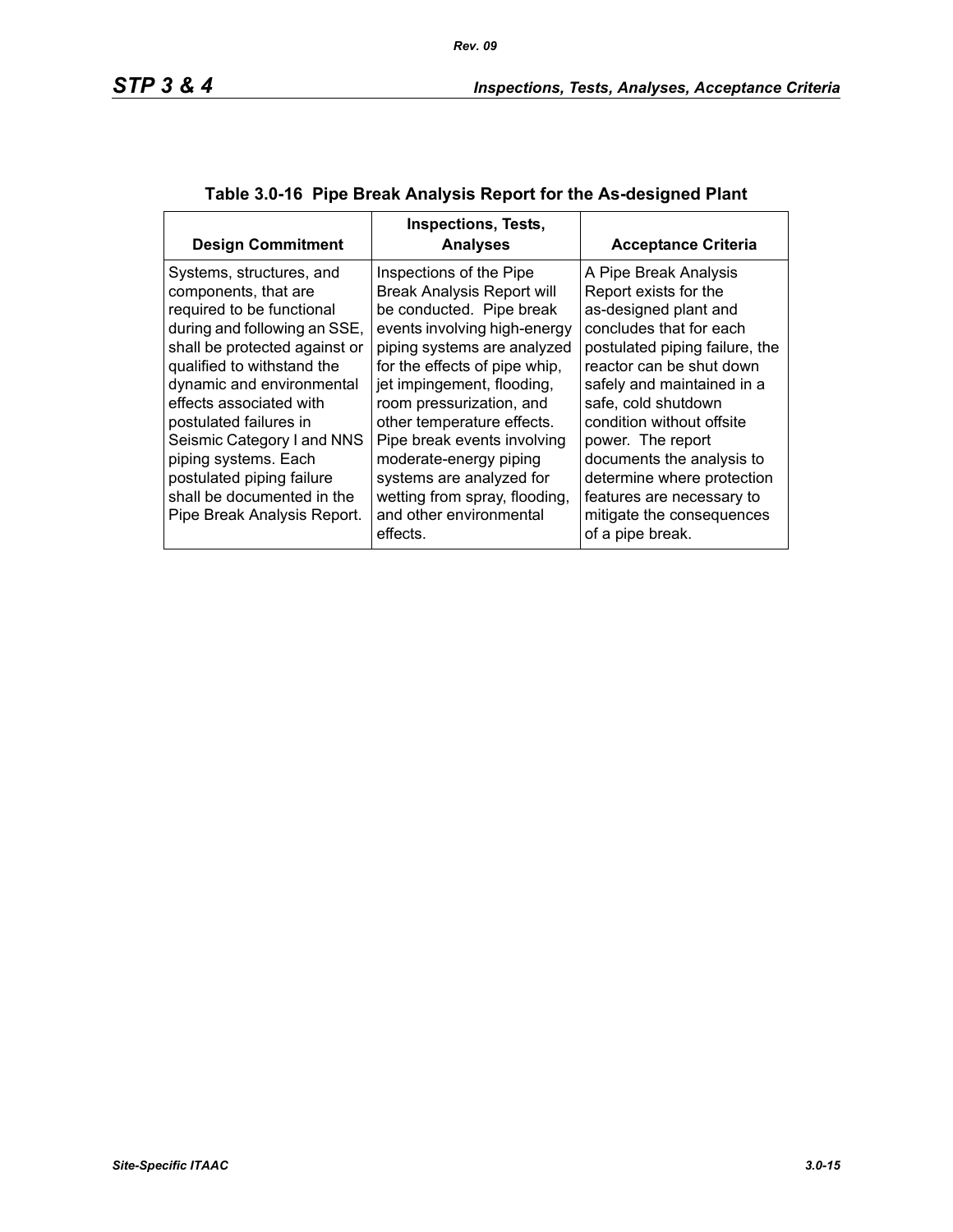**Table 3.0-16 Pipe Break Analysis Report for the As-designed Plant**

| Design Commitment | Inspections, Tests, Analyses | Acceptance Criteria |
|---|---|---|
| Systems, structures, and components, that are required to be functional during and following an SSE, shall be protected against or qualified to withstand the dynamic and environmental effects associated with postulated failures in Seismic Category I and NNS piping systems. Each postulated piping failure shall be documented in the Pipe Break Analysis Report. | Inspections of the Pipe Break Analysis Report will be conducted. Pipe break events involving high-energy piping systems are analyzed for the effects of pipe whip, jet impingement, flooding, room pressurization, and other temperature effects. Pipe break events involving moderate-energy piping systems are analyzed for wetting from spray, flooding, and other environmental effects. | A Pipe Break Analysis Report exists for the as-designed plant and concludes that for each postulated piping failure, the reactor can be shut down safely and maintained in a safe, cold shutdown condition without offsite power. The report documents the analysis to determine where protection features are necessary to mitigate the consequences of a pipe break. |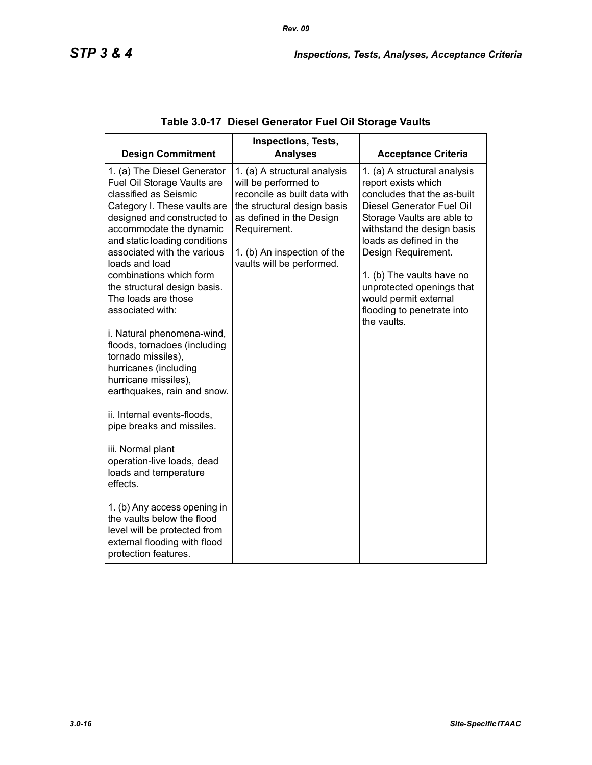## Table 3.0-17 Diesel Generator Fuel Oil Storage Vaults

| Design Commitment | Inspections, Tests, Analyses | Acceptance Criteria |
|---|---|---|
| 1. (a) The Diesel Generator Fuel Oil Storage Vaults are classified as Seismic Category I. These vaults are designed and constructed to accommodate the dynamic and static loading conditions associated with the various loads and load combinations which form the structural design basis. The loads are those associated with:<br><br>i. Natural phenomena-wind, floods, tornadoes (including tornado missiles), hurricanes (including hurricane missiles), earthquakes, rain and snow.<br><br>ii. Internal events-floods, pipe breaks and missiles.<br><br>iii. Normal plant operation-live loads, dead loads and temperature effects.<br><br>1. (b) Any access opening in the vaults below the flood level will be protected from external flooding with flood protection features. | 1. (a) A structural analysis will be performed to reconcile as built data with the structural design basis as defined in the Design Requirement.<br><br>1. (b) An inspection of the vaults will be performed. | 1. (a) A structural analysis report exists which concludes that the as-built Diesel Generator Fuel Oil Storage Vaults are able to withstand the design basis loads as defined in the Design Requirement.<br><br>1. (b) The vaults have no unprotected openings that would permit external flooding to penetrate into the vaults. |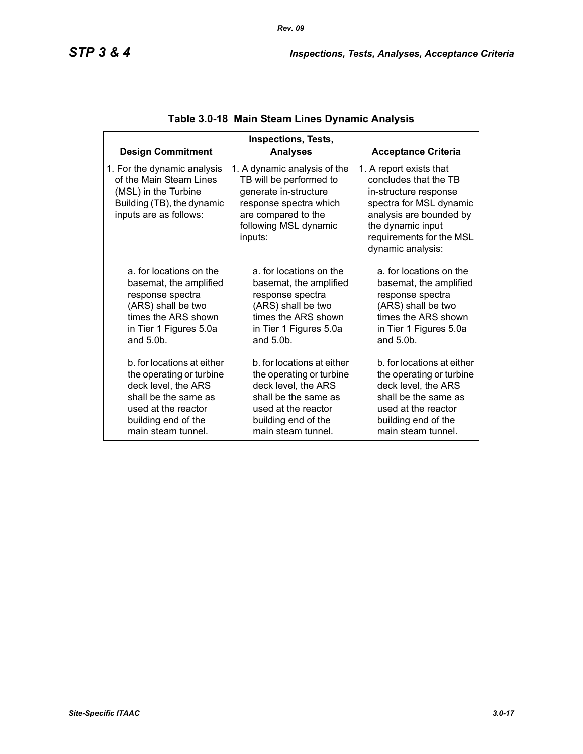## Table 3.0-18 Main Steam Lines Dynamic Analysis

| Design Commitment | Inspections, Tests, Analyses | Acceptance Criteria |
|---|---|---|
| 1. For the dynamic analysis of the Main Steam Lines (MSL) in the Turbine Building (TB), the dynamic inputs are as follows: | 1. A dynamic analysis of the TB will be performed to generate in-structure response spectra which are compared to the following MSL dynamic inputs: | 1. A report exists that concludes that the TB in-structure response spectra for MSL dynamic analysis are bounded by the dynamic input requirements for the MSL dynamic analysis: |
| a. for locations on the basemat, the amplified response spectra (ARS) shall be two times the ARS shown in Tier 1 Figures 5.0a and 5.0b. | a. for locations on the basemat, the amplified response spectra (ARS) shall be two times the ARS shown in Tier 1 Figures 5.0a and 5.0b. | a. for locations on the basemat, the amplified response spectra (ARS) shall be two times the ARS shown in Tier 1 Figures 5.0a and 5.0b. |
| b. for locations at either the operating or turbine deck level, the ARS shall be the same as used at the reactor building end of the main steam tunnel. | b. for locations at either the operating or turbine deck level, the ARS shall be the same as used at the reactor building end of the main steam tunnel. | b. for locations at either the operating or turbine deck level, the ARS shall be the same as used at the reactor building end of the main steam tunnel. |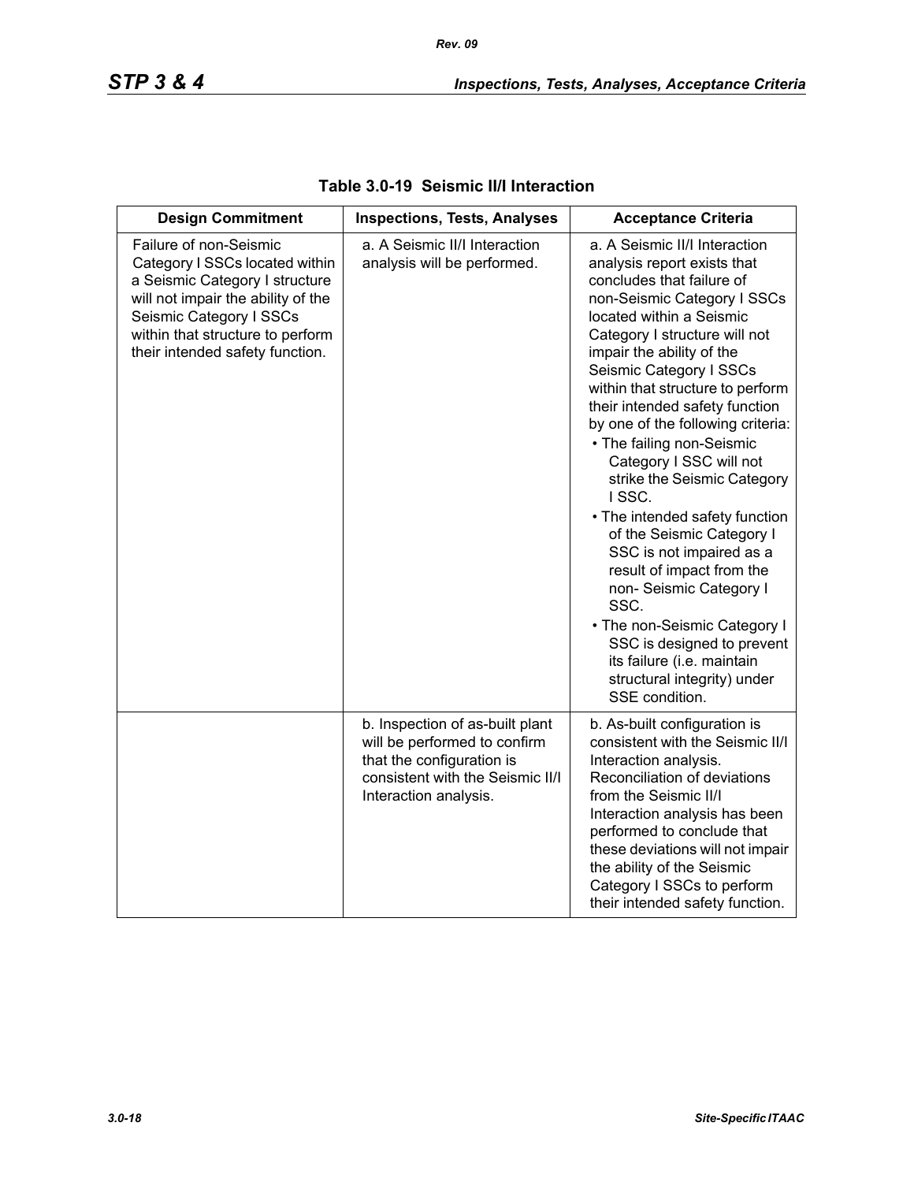**Table 3.0-19 Seismic II/I Interaction**

| Design Commitment | Inspections, Tests, Analyses | Acceptance Criteria |
|---|---|---|
| Failure of non-Seismic Category I SSCs located within a Seismic Category I structure will not impair the ability of the Seismic Category I SSCs within that structure to perform their intended safety function. | a. A Seismic II/I Interaction analysis will be performed. | a. A Seismic II/I Interaction analysis report exists that concludes that failure of non-Seismic Category I SSCs located within a Seismic Category I structure will not impair the ability of the Seismic Category I SSCs within that structure to perform their intended safety function by one of the following criteria:<br>• The failing non-Seismic Category I SSC will not strike the Seismic Category I SSC.<br>• The intended safety function of the Seismic Category I SSC is not impaired as a result of impact from the non- Seismic Category I SSC.<br>• The non-Seismic Category I SSC is designed to prevent its failure (i.e. maintain structural integrity) under SSE condition. |
| | b. Inspection of as-built plant will be performed to confirm that the configuration is consistent with the Seismic II/I Interaction analysis. | b. As-built configuration is consistent with the Seismic II/I Interaction analysis. Reconciliation of deviations from the Seismic II/I Interaction analysis has been performed to conclude that these deviations will not impair the ability of the Seismic Category I SSCs to perform their intended safety function. |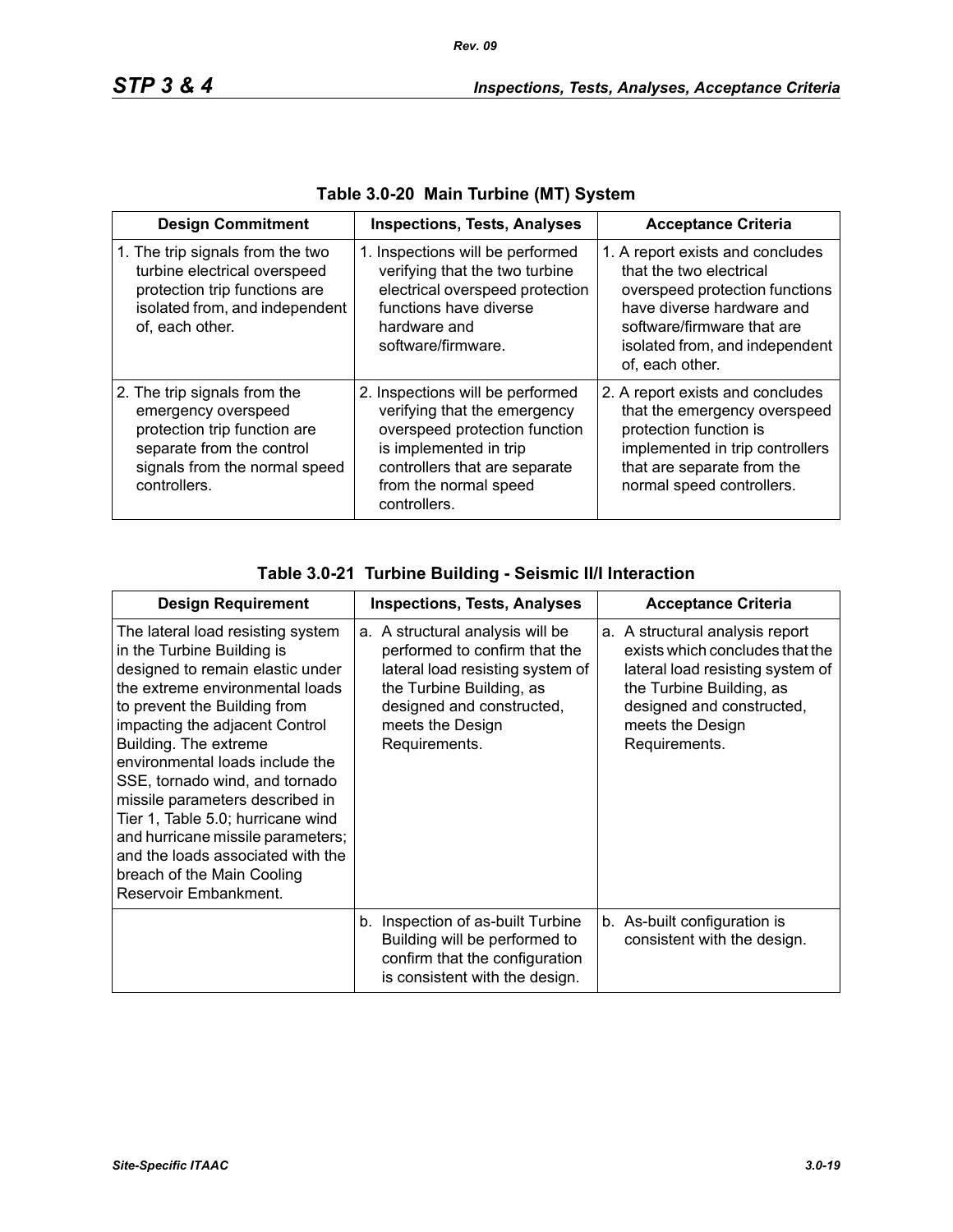**Table 3.0-20 Main Turbine (MT) System**

| Design Commitment | Inspections, Tests, Analyses | Acceptance Criteria |
|---|---|---|
| 1. The trip signals from the two turbine electrical overspeed protection trip functions are isolated from, and independent of, each other. | 1. Inspections will be performed verifying that the two turbine electrical overspeed protection functions have diverse hardware and software/firmware. | 1. A report exists and concludes that the two electrical overspeed protection functions have diverse hardware and software/firmware that are isolated from, and independent of, each other. |
| 2. The trip signals from the emergency overspeed protection trip function are separate from the control signals from the normal speed controllers. | 2. Inspections will be performed verifying that the emergency overspeed protection function is implemented in trip controllers that are separate from the normal speed controllers. | 2. A report exists and concludes that the emergency overspeed protection function is implemented in trip controllers that are separate from the normal speed controllers. |

**Table 3.0-21 Turbine Building - Seismic II/I Interaction**

| Design Requirement | Inspections, Tests, Analyses | Acceptance Criteria |
|---|---|---|
| The lateral load resisting system in the Turbine Building is designed to remain elastic under the extreme environmental loads to prevent the Building from impacting the adjacent Control Building. The extreme environmental loads include the SSE, tornado wind, and tornado missile parameters described in Tier 1, Table 5.0; hurricane wind and hurricane missile parameters; and the loads associated with the breach of the Main Cooling Reservoir Embankment. | a. A structural analysis will be performed to confirm that the lateral load resisting system of the Turbine Building, as designed and constructed, meets the Design Requirements. | a. A structural analysis report exists which concludes that the lateral load resisting system of the Turbine Building, as designed and constructed, meets the Design Requirements. |
| | b. Inspection of as-built Turbine Building will be performed to confirm that the configuration is consistent with the design. | b. As-built configuration is consistent with the design. |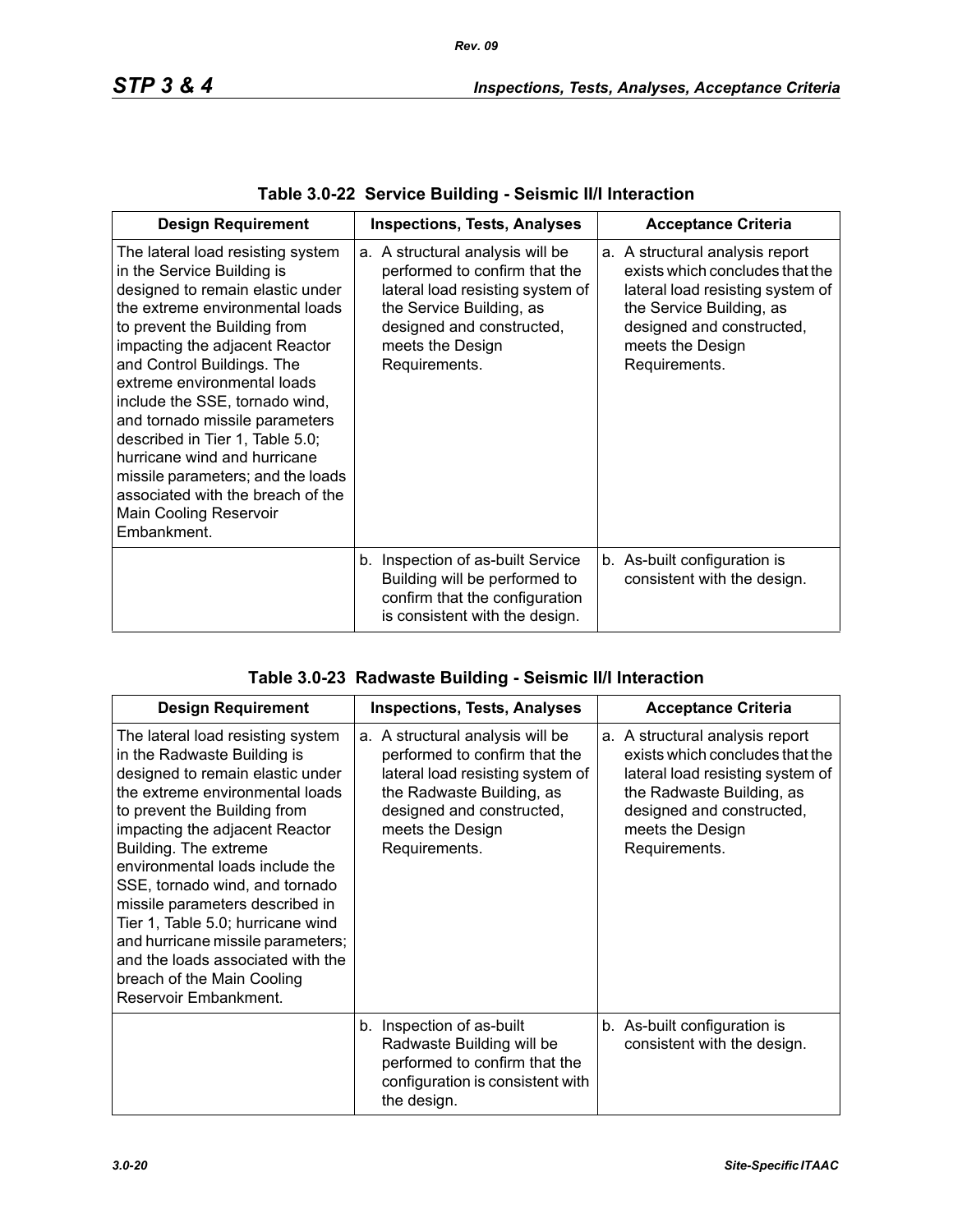**Table 3.0-22 Service Building - Seismic II/I Interaction**

| Design Requirement | Inspections, Tests, Analyses | Acceptance Criteria |
|---|---|---|
| The lateral load resisting system in the Service Building is designed to remain elastic under the extreme environmental loads to prevent the Building from impacting the adjacent Reactor and Control Buildings. The extreme environmental loads include the SSE, tornado wind, and tornado missile parameters described in Tier 1, Table 5.0; hurricane wind and hurricane missile parameters; and the loads associated with the breach of the Main Cooling Reservoir Embankment. | a. A structural analysis will be performed to confirm that the lateral load resisting system of the Service Building, as designed and constructed, meets the Design Requirements. | a. A structural analysis report exists which concludes that the lateral load resisting system of the Service Building, as designed and constructed, meets the Design Requirements. |
| | b. Inspection of as-built Service Building will be performed to confirm that the configuration is consistent with the design. | b. As-built configuration is consistent with the design. |

**Table 3.0-23 Radwaste Building - Seismic II/I Interaction**

| Design Requirement | Inspections, Tests, Analyses | Acceptance Criteria |
|---|---|---|
| The lateral load resisting system in the Radwaste Building is designed to remain elastic under the extreme environmental loads to prevent the Building from impacting the adjacent Reactor Building. The extreme environmental loads include the SSE, tornado wind, and tornado missile parameters described in Tier 1, Table 5.0; hurricane wind and hurricane missile parameters; and the loads associated with the breach of the Main Cooling Reservoir Embankment. | a. A structural analysis will be performed to confirm that the lateral load resisting system of the Radwaste Building, as designed and constructed, meets the Design Requirements. | a. A structural analysis report exists which concludes that the lateral load resisting system of the Radwaste Building, as designed and constructed, meets the Design Requirements. |
| | b. Inspection of as-built Radwaste Building will be performed to confirm that the configuration is consistent with the design. | b. As-built configuration is consistent with the design. |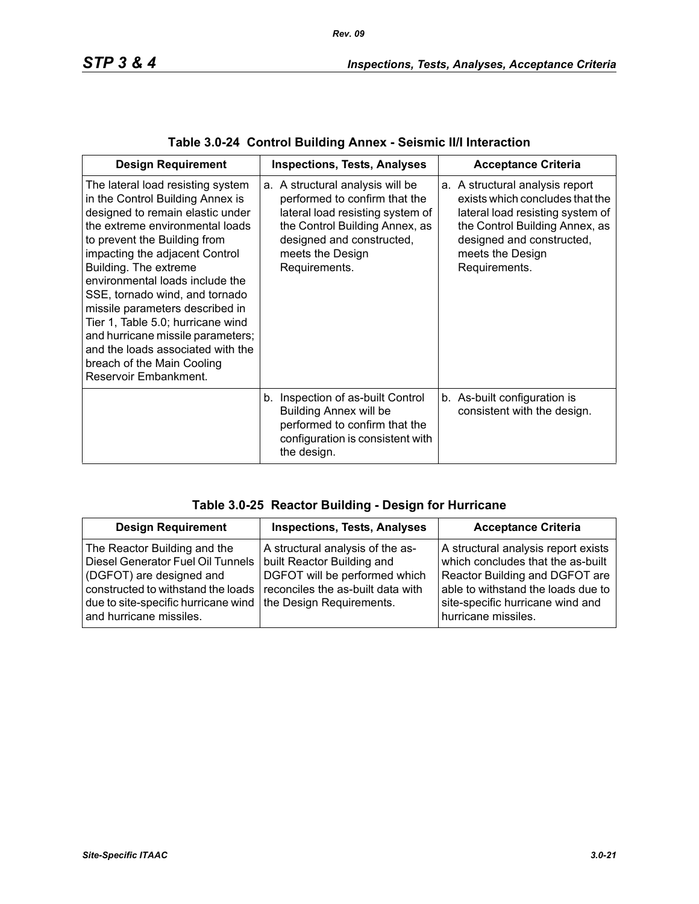**Table 3.0-24 Control Building Annex - Seismic II/I Interaction**

| Design Requirement | Inspections, Tests, Analyses | Acceptance Criteria |
|---|---|---|
| The lateral load resisting system in the Control Building Annex is designed to remain elastic under the extreme environmental loads to prevent the Building from impacting the adjacent Control Building. The extreme environmental loads include the SSE, tornado wind, and tornado missile parameters described in Tier 1, Table 5.0; hurricane wind and hurricane missile parameters; and the loads associated with the breach of the Main Cooling Reservoir Embankment. | a. A structural analysis will be performed to confirm that the lateral load resisting system of the Control Building Annex, as designed and constructed, meets the Design Requirements. | a. A structural analysis report exists which concludes that the lateral load resisting system of the Control Building Annex, as designed and constructed, meets the Design Requirements. |
| | b. Inspection of as-built Control Building Annex will be performed to confirm that the configuration is consistent with the design. | b. As-built configuration is consistent with the design. |

**Table 3.0-25 Reactor Building - Design for Hurricane**

| Design Requirement | Inspections, Tests, Analyses | Acceptance Criteria |
|---|---|---|
| The Reactor Building and the Diesel Generator Fuel Oil Tunnels (DGFOT) are designed and constructed to withstand the loads due to site-specific hurricane wind and hurricane missiles. | A structural analysis of the as-built Reactor Building and DGFOT will be performed which reconciles the as-built data with the Design Requirements. | A structural analysis report exists which concludes that the as-built Reactor Building and DGFOT are able to withstand the loads due to site-specific hurricane wind and hurricane missiles. |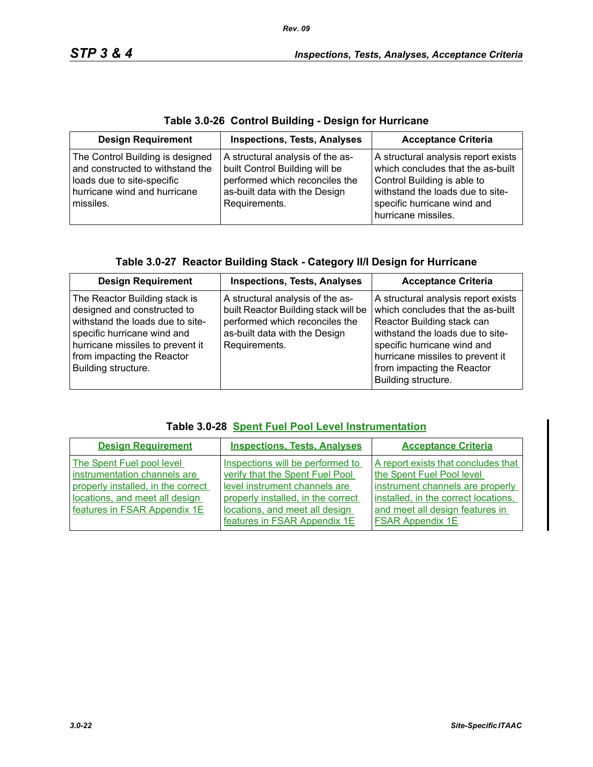**Table 3.0-26 Control Building - Design for Hurricane**

| Design Requirement | Inspections, Tests, Analyses | Acceptance Criteria |
|---|---|---|
| The Control Building is designed and constructed to withstand the loads due to site-specific hurricane wind and hurricane missiles. | A structural analysis of the as-built Control Building will be performed which reconciles the as-built data with the Design Requirements. | A structural analysis report exists which concludes that the as-built Control Building is able to withstand the loads due to site-specific hurricane wind and hurricane missiles. |

**Table 3.0-27 Reactor Building Stack - Category II/I Design for Hurricane**

| Design Requirement | Inspections, Tests, Analyses | Acceptance Criteria |
|---|---|---|
| The Reactor Building stack is designed and constructed to withstand the loads due to site-specific hurricane wind and hurricane missiles to prevent it from impacting the Reactor Building structure. | A structural analysis of the as-built Reactor Building stack will be performed which reconciles the as-built data with the Design Requirements. | A structural analysis report exists which concludes that the as-built Reactor Building stack can withstand the loads due to site-specific hurricane wind and hurricane missiles to prevent it from impacting the Reactor Building structure. |

**Table 3.0-28 Spent Fuel Pool Level Instrumentation**

| Design Requirement | Inspections, Tests, Analyses | Acceptance Criteria |
|---|---|---|
| The Spent Fuel pool level instrumentation channels are properly installed, in the correct locations, and meet all design features in FSAR Appendix 1E | Inspections will be performed to verify that the Spent Fuel Pool level instrument channels are properly installed, in the correct locations, and meet all design features in FSAR Appendix 1E | A report exists that concludes that the Spent Fuel Pool level instrument channels are properly installed, in the correct locations, and meet all design features in FSAR Appendix 1E |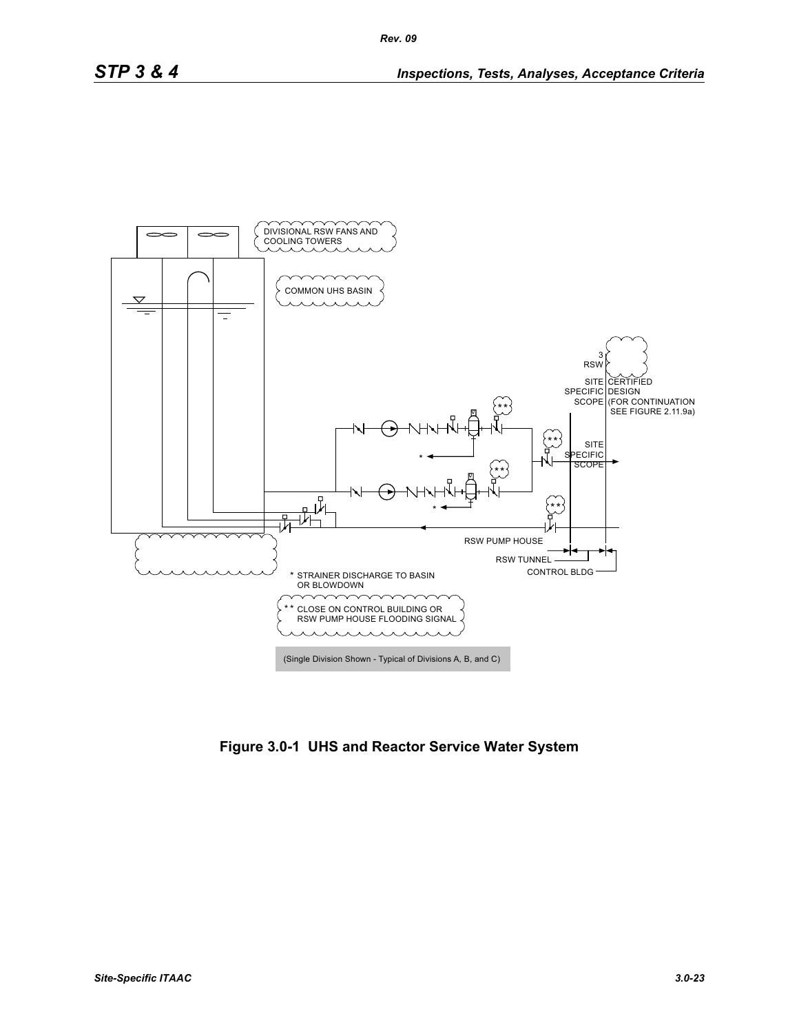DIVISIONAL RSW FANS AND COOLING TOWERS

COMMON UHS BASIN

3 RSW

SITE SPECIFIC SCOPE | CERTIFIED DESIGN (FOR CONTINUATION SEE FIGURE 2.11.9a)

SITE SPECIFIC SCOPE

RSW PUMP HOUSE

RSW TUNNEL

CONTROL BLDG

* STRAINER DISCHARGE TO BASIN OR BLOWDOWN

** CLOSE ON CONTROL BUILDING OR RSW PUMP HOUSE FLOODING SIGNAL

(Single Division Shown - Typical of Divisions A, B, and C)

**Figure 3.0-1 UHS and Reactor Service Water System**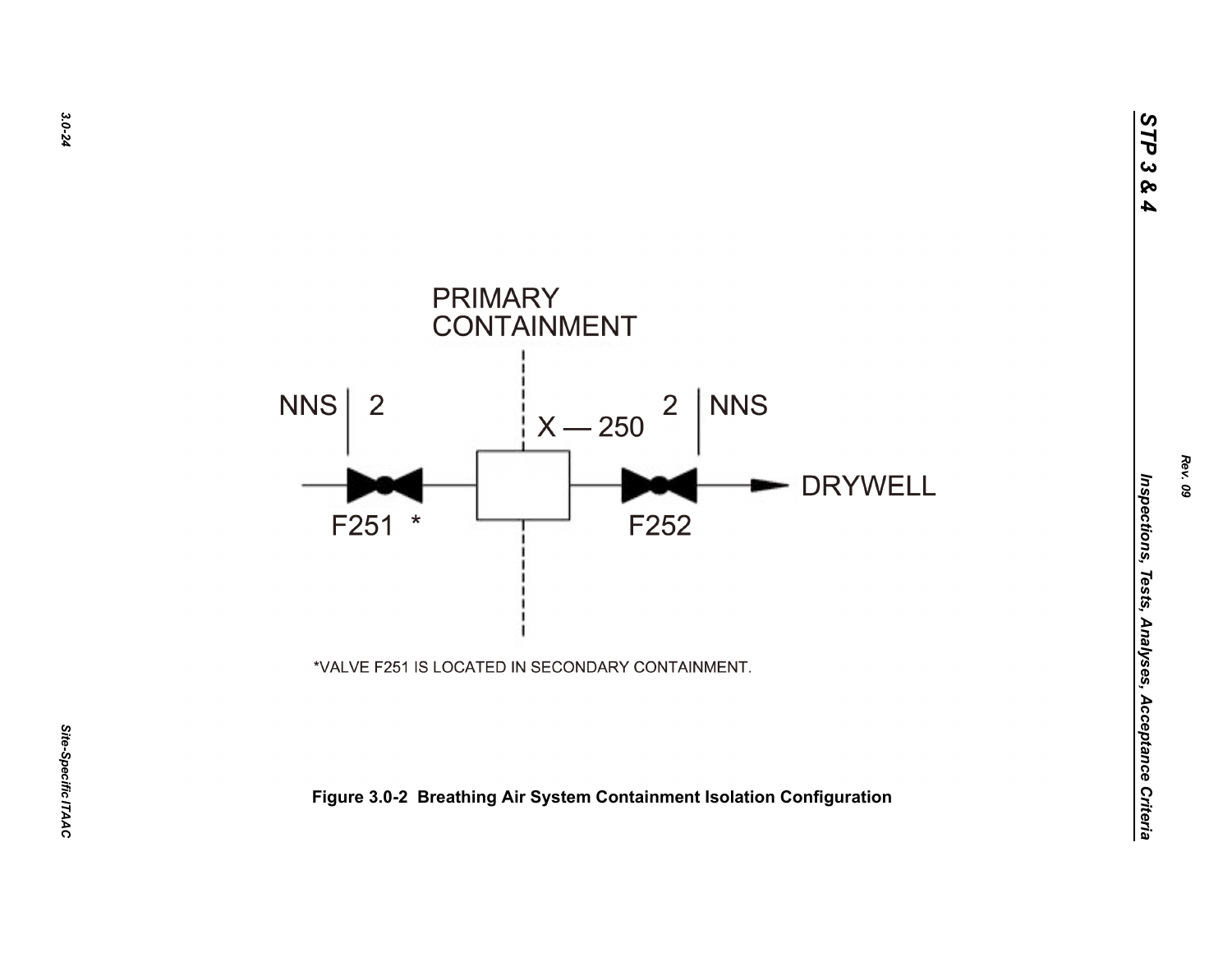PRIMARY
CONTAINMENT

NNS | 2

X — 250

2 | NNS

DRYWELL

F251 *

F252

*VALVE F251 IS LOCATED IN SECONDARY CONTAINMENT.

**Figure 3.0-2 Breathing Air System Containment Isolation Configuration**